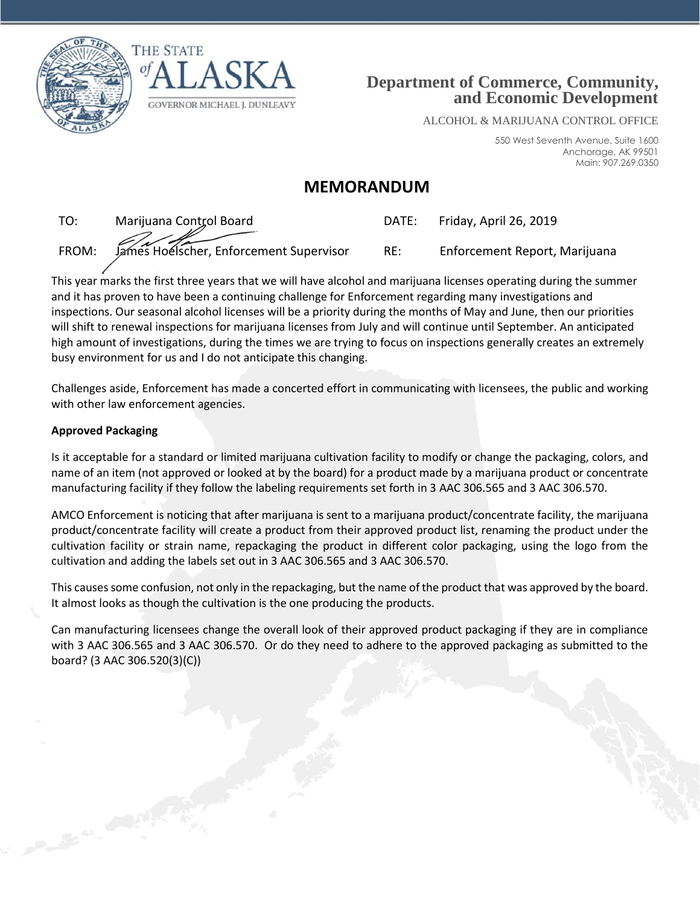THE STATE of ALASKA

GOVERNOR MICHAEL J. DUNLEAVY

**Department of Commerce, Community, and Economic Development**

ALCOHOL & MARIJUANA CONTROL OFFICE

550 West Seventh Avenue, Suite 1600
Anchorage, AK 99501
Main: 907.269.0350

# MEMORANDUM

| | | | |
|---|---|---|---|
| TO: | Marijuana Control Board | DATE: | Friday, April 26, 2019 |
| FROM: | James Hoelscher, Enforcement Supervisor | RE: | Enforcement Report, Marijuana |

This year marks the first three years that we will have alcohol and marijuana licenses operating during the summer and it has proven to have been a continuing challenge for Enforcement regarding many investigations and inspections. Our seasonal alcohol licenses will be a priority during the months of May and June, then our priorities will shift to renewal inspections for marijuana licenses from July and will continue until September. An anticipated high amount of investigations, during the times we are trying to focus on inspections generally creates an extremely busy environment for us and I do not anticipate this changing.

Challenges aside, Enforcement has made a concerted effort in communicating with licensees, the public and working with other law enforcement agencies.

**Approved Packaging**

Is it acceptable for a standard or limited marijuana cultivation facility to modify or change the packaging, colors, and name of an item (not approved or looked at by the board) for a product made by a marijuana product or concentrate manufacturing facility if they follow the labeling requirements set forth in 3 AAC 306.565 and 3 AAC 306.570.

AMCO Enforcement is noticing that after marijuana is sent to a marijuana product/concentrate facility, the marijuana product/concentrate facility will create a product from their approved product list, renaming the product under the cultivation facility or strain name, repackaging the product in different color packaging, using the logo from the cultivation and adding the labels set out in 3 AAC 306.565 and 3 AAC 306.570.

This causes some confusion, not only in the repackaging, but the name of the product that was approved by the board. It almost looks as though the cultivation is the one producing the products.

Can manufacturing licensees change the overall look of their approved product packaging if they are in compliance with 3 AAC 306.565 and 3 AAC 306.570. Or do they need to adhere to the approved packaging as submitted to the board? (3 AAC 306.520(3)(C))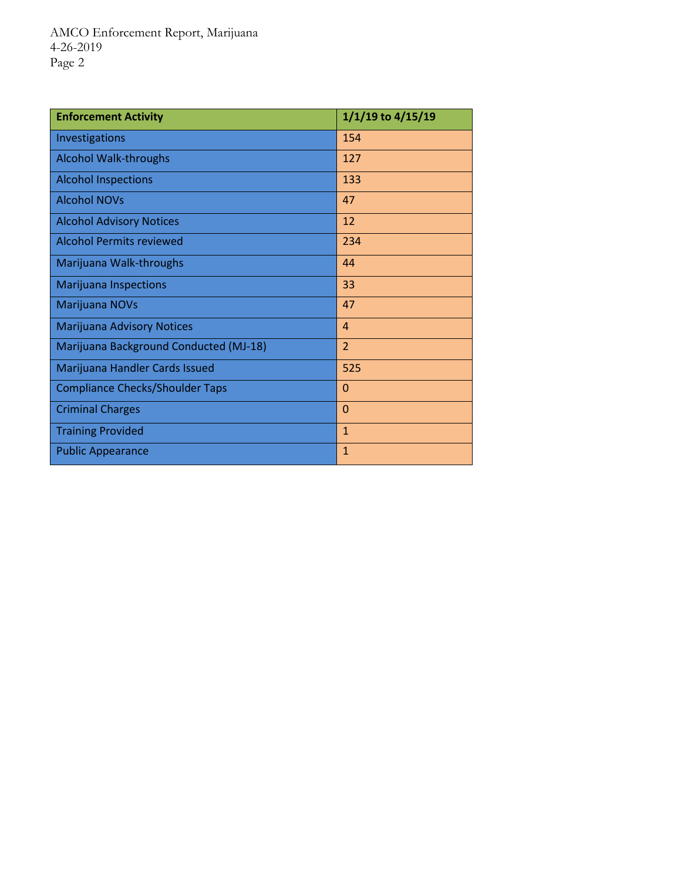| Enforcement Activity | 1/1/19 to 4/15/19 |
|---|---|
| Investigations | 154 |
| Alcohol Walk-throughs | 127 |
| Alcohol Inspections | 133 |
| Alcohol NOVs | 47 |
| Alcohol Advisory Notices | 12 |
| Alcohol Permits reviewed | 234 |
| Marijuana Walk-throughs | 44 |
| Marijuana Inspections | 33 |
| Marijuana NOVs | 47 |
| Marijuana Advisory Notices | 4 |
| Marijuana Background Conducted (MJ-18) | 2 |
| Marijuana Handler Cards Issued | 525 |
| Compliance Checks/Shoulder Taps | 0 |
| Criminal Charges | 0 |
| Training Provided | 1 |
| Public Appearance | 1 |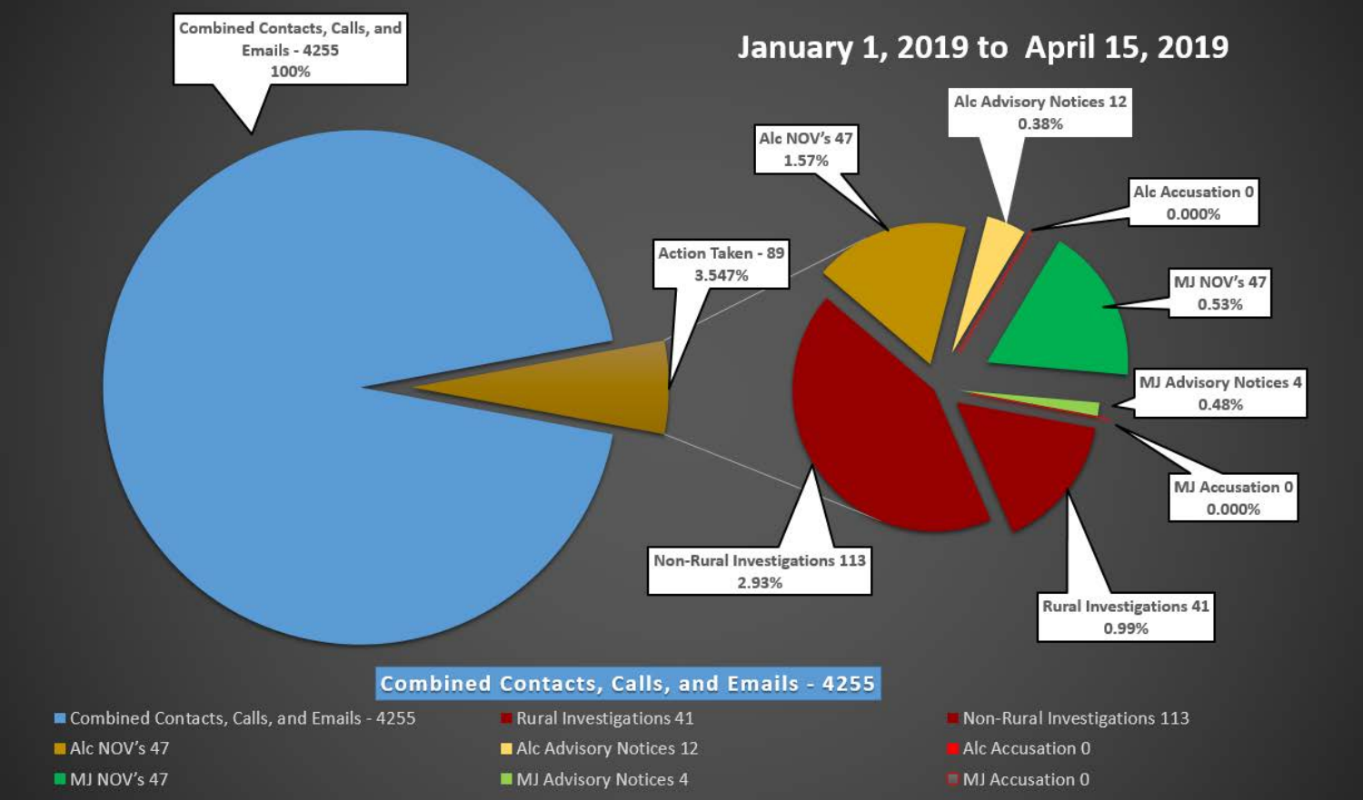# January 1, 2019 to April 15, 2019

Combined Contacts, Calls, and Emails - 4255
100%

Action Taken - 89
3.547%

Alc NOV's 47
1.57%

Alc Advisory Notices 12
0.38%

Alc Accusation 0
0.000%

MJ NOV's 47
0.53%

MJ Advisory Notices 4
0.48%

MJ Accusation 0
0.000%

Non-Rural Investigations 113
2.93%

Rural Investigations 41
0.99%

Combined Contacts, Calls, and Emails - 4255

- Combined Contacts, Calls, and Emails - 4255
- Rural Investigations 41
- Non-Rural Investigations 113
- Alc NOV's 47
- Alc Advisory Notices 12
- Alc Accusation 0
- MJ NOV's 47
- MJ Advisory Notices 4
- MJ Accusation 0